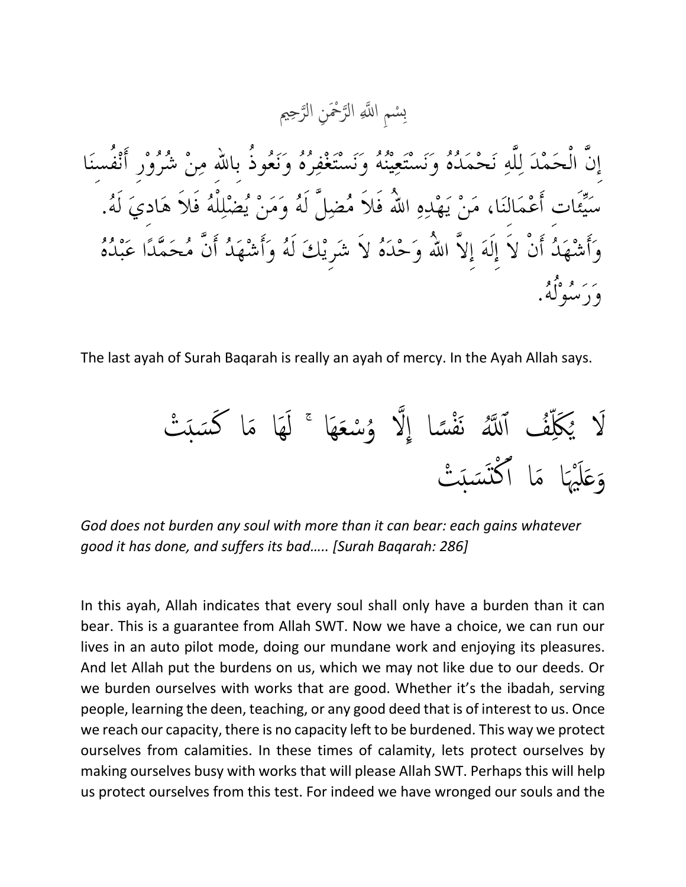بِسْمِ اللَّهِ الرَّحْمَنِ الرَّحِيم

إِنَّ الْحَمْدَ لِلَّهِ نَحْمَدُهُ وَنَسْتَعِيْنُهُ وَنَسْتَغْفِرُهُ وَنَعُوذُ بِاللّٰه مِنْ شُرُوْرِ أَنْفُسِنَا سَيِّئَات أَعْمَالِنَا، مَنْ يَهْدِهِ اللهُ فَلاَ مُضِلَّ لَهُ وَمَنْ يُضْلِلْهُ فَلاَ هَادِيَ لَهُ. وَأَشْهَدُ أَنْ لاَ إِلَهَ إِلاَّ اللهُ وَحْدَهُ لاَ شَرِيْكَ لَهُ وَأَشْهَدُ أَنَّ مُحَمَّدًا عَبْدُهُ وَرَسُوْلُهُ.

The last ayah of Surah Baqarah is really an ayah of mercy. In the Ayah Allah says.

لَا يُكَلِّفُ ٱللَّهُ نَفْسًا إِلَّا وُسْعَهَا ۚ لَهَا مَا كَسَبَتْ وَعَلَيْهَا مَا ٱكْتَسَبَتْ

*God does not burden any soul with more than it can bear: each gains whatever good it has done, and suffers its bad….. [Surah Baqarah: 286]*

In this ayah, Allah indicates that every soul shall only have a burden than it can bear. This is a guarantee from Allah SWT. Now we have a choice, we can run our lives in an auto pilot mode, doing our mundane work and enjoying its pleasures. And let Allah put the burdens on us, which we may not like due to our deeds. Or we burden ourselves with works that are good. Whether it's the ibadah, serving people, learning the deen, teaching, or any good deed that is of interest to us. Once we reach our capacity, there is no capacity left to be burdened. This way we protect ourselves from calamities. In these times of calamity, lets protect ourselves by making ourselves busy with works that will please Allah SWT. Perhaps this will help us protect ourselves from this test. For indeed we have wronged our souls and the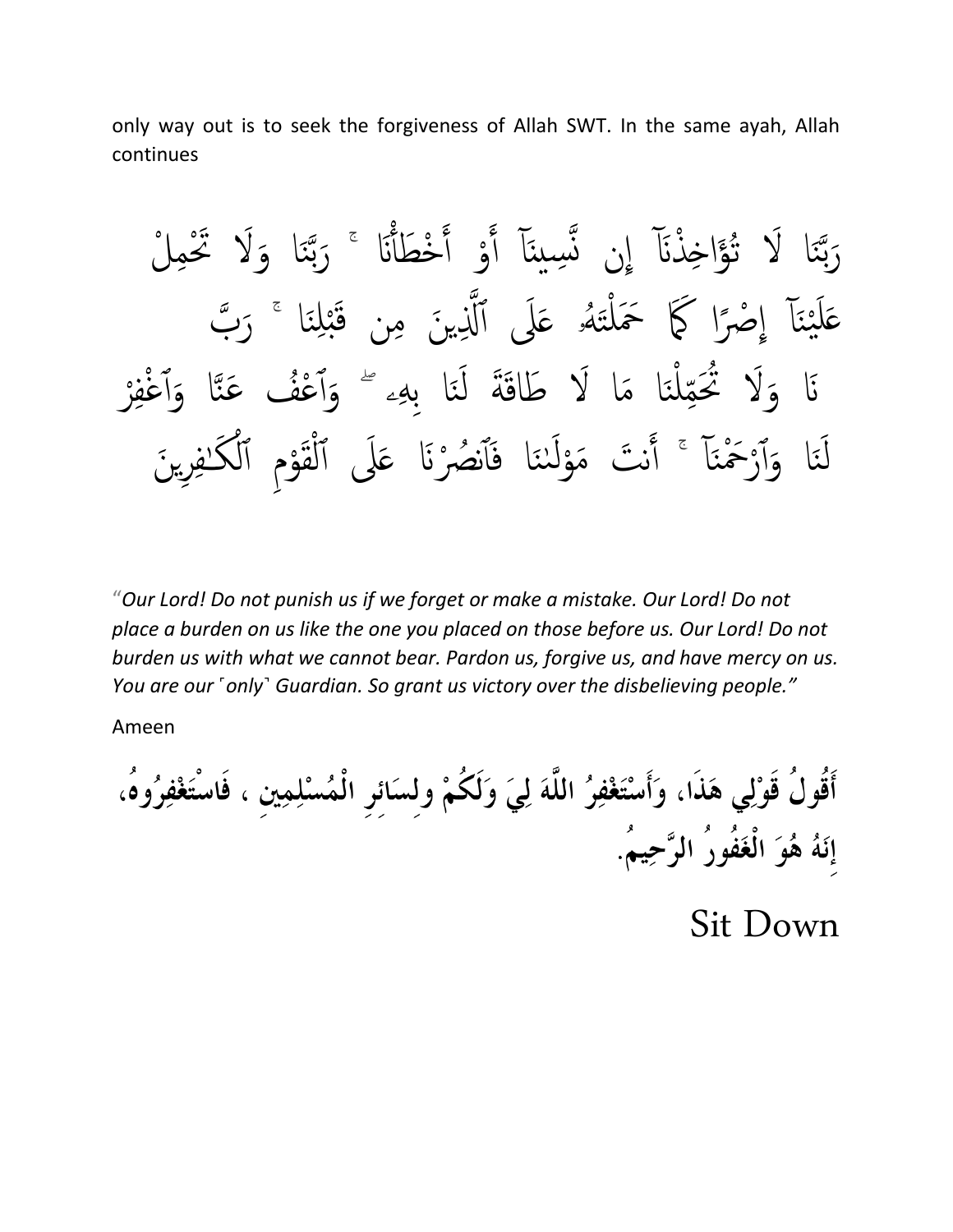only way out is to seek the forgiveness of Allah SWT. In the same ayah, Allah continues

رَبَّنَا لَا تُؤَاخِذْنَآ إِن نَّسِينَآ أَوْ أَخْطَأْنَا ۚ رَبَّنَا وَلَا تَحْمِلْ عَلَيْنَآ إِصْرًا كَمَا حَمَلْتَهُۥ عَلَى ٱلَّذِينَ مِن قَبْلِنَا ۚ رَبَّنَا وَلَا تُحَمِّلْنَا مَا لَا طَاقَةَ لَنَا بِهِۦ ۖ وَٱعْفُ عَنَّا وَٱغْفِرْ لَنَا وَٱرْحَمْنَآ ۚ أَنتَ مَوْلَىٰنَا فَٱنصُرْنَا عَلَى ٱلْقَوْمِ ٱلْكَـٰفِرِينَ

*"Our Lord! Do not punish us if we forget or make a mistake. Our Lord! Do not place a burden on us like the one you placed on those before us. Our Lord! Do not burden us with what we cannot bear. Pardon us, forgive us, and have mercy on us. You are our ⌜only⌝ Guardian. So grant us victory over the disbelieving people."*

Ameen

**أَقُولُ قَوْلِي هَذَا، وَأَسْتَغْفِرُ اللَّهَ لِيَ وَلَكُمْ ولِسَائِرِ الْمُسْلِمِين ، فَاسْتَغْفِرُوهُ، إِنَهُ هُوَ الْغَفُورُ الرَّحِيمُ.**

Sit Down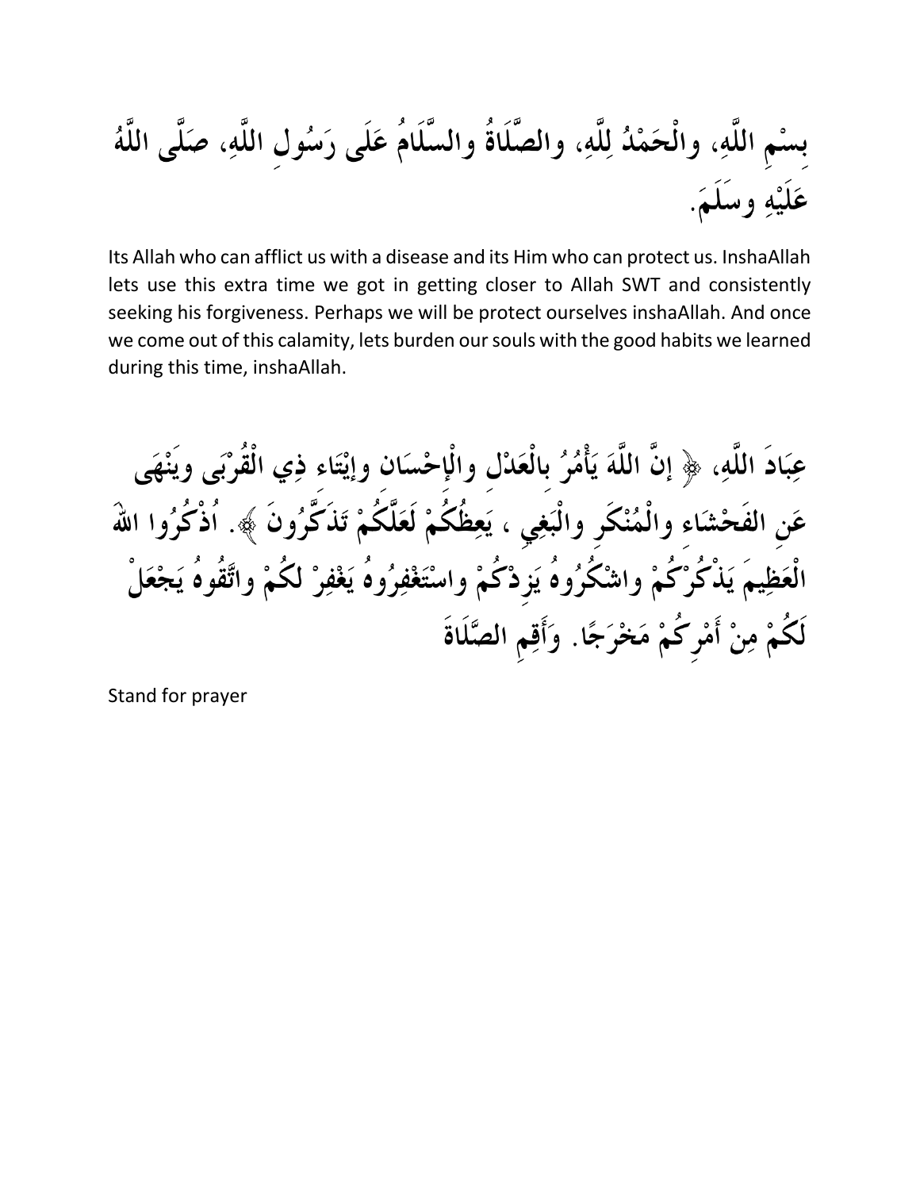بِسْمِ اللَّهِ، والْحَمْدُ لِلَّهِ، والصَّلَاةُ والسَّلَامُ عَلَى رَسُولِ اللَّهِ، صَلَّى اللَّهُ عَلَيْهِ وسَلَمَ.

Its Allah who can afflict us with a disease and its Him who can protect us. InshaAllah lets use this extra time we got in getting closer to Allah SWT and consistently seeking his forgiveness. Perhaps we will be protect ourselves inshaAllah. And once we come out of this calamity, lets burden our souls with the good habits we learned during this time, inshaAllah.

عِبَادَ اللَّهِ، ﴿ إِنَّ اللَّهَ يَأْمُرُ بِالْعَدْلِ والْإِحْسَانِ وإِيْتَاءِ ذِي الْقُرْبَى ويَنْهَى عَنِ الفَحْشَاءِ والْمُنْكَرِ والْبَغْيِ ، يَعِظُكُمْ لَعَلَّكُمْ تَذَكَّرُونَ ﴾. اُذْكُرُوا اللهَ الْعَظِيمَ يَذْكُرْكُمْ واشْكُرُوهُ يَزِدْكُمْ واسْتَغْفِرُوهُ يَغْفِرْ لكُمْ واتَّقُوهُ يَجْعَلْ لَكُمْ مِنْ أَمْرِكُمْ مَخْرَجًا. وَأَقِمِ الصَّلَاةَ

Stand for prayer